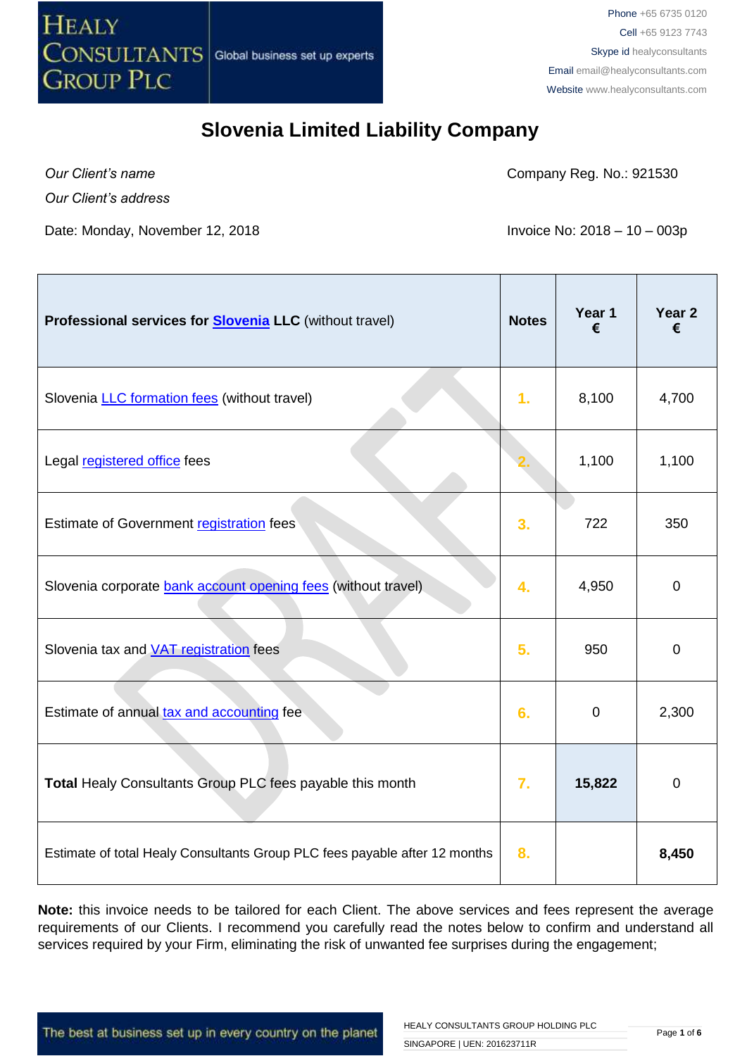# Slovenia Limited Liability Company

*Our Client's name*
*Our Client's address*

Company Reg. No.: 921530

Date: Monday, November 12, 2018

Invoice No: 2018 – 10 – 003p

| **Professional services for Slovenia LLC** (without travel) | **Notes** | **Year 1 €** | **Year 2 €** |
|---|---|---|---|
| Slovenia LLC formation fees (without travel) | 1. | 8,100 | 4,700 |
| Legal registered office fees | 2. | 1,100 | 1,100 |
| Estimate of Government registration fees | 3. | 722 | 350 |
| Slovenia corporate bank account opening fees (without travel) | 4. | 4,950 | 0 |
| Slovenia tax and VAT registration fees | 5. | 950 | 0 |
| Estimate of annual tax and accounting fee | 6. | 0 | 2,300 |
| **Total** Healy Consultants Group PLC fees payable this month | 7. | **15,822** | 0 |
| Estimate of total Healy Consultants Group PLC fees payable after 12 months | 8. | | **8,450** |

**Note:** this invoice needs to be tailored for each Client. The above services and fees represent the average requirements of our Clients. I recommend you carefully read the notes below to confirm and understand all services required by your Firm, eliminating the risk of unwanted fee surprises during the engagement;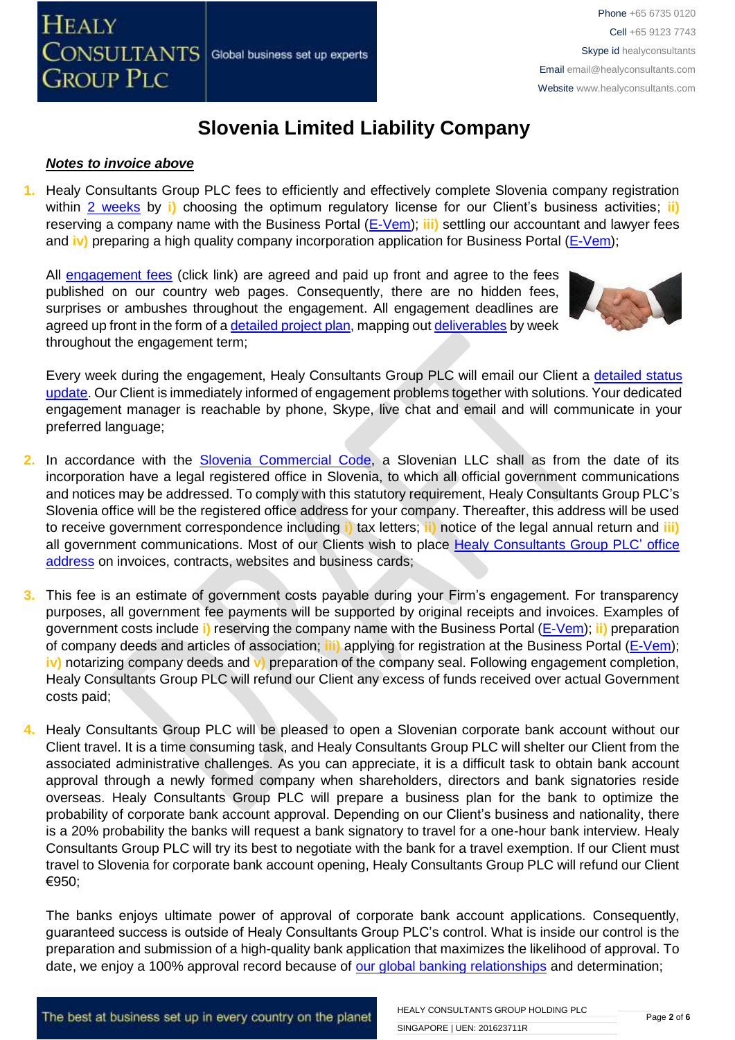# Slovenia Limited Liability Company

***Notes to invoice above***

1. Healy Consultants Group PLC fees to efficiently and effectively complete Slovenia company registration within 2 weeks by **i)** choosing the optimum regulatory license for our Client's business activities; **ii)** reserving a company name with the Business Portal (E-Vem); **iii)** settling our accountant and lawyer fees and **iv)** preparing a high quality company incorporation application for Business Portal (E-Vem);

   All engagement fees (click link) are agreed and paid up front and agree to the fees published on our country web pages. Consequently, there are no hidden fees, surprises or ambushes throughout the engagement. All engagement deadlines are agreed up front in the form of a detailed project plan, mapping out deliverables by week throughout the engagement term;

   Every week during the engagement, Healy Consultants Group PLC will email our Client a detailed status update. Our Client is immediately informed of engagement problems together with solutions. Your dedicated engagement manager is reachable by phone, Skype, live chat and email and will communicate in your preferred language;

2. In accordance with the Slovenia Commercial Code, a Slovenian LLC shall as from the date of its incorporation have a legal registered office in Slovenia, to which all official government communications and notices may be addressed. To comply with this statutory requirement, Healy Consultants Group PLC's Slovenia office will be the registered office address for your company. Thereafter, this address will be used to receive government correspondence including **i)** tax letters; **ii)** notice of the legal annual return and **iii)** all government communications. Most of our Clients wish to place Healy Consultants Group PLC' office address on invoices, contracts, websites and business cards;

3. This fee is an estimate of government costs payable during your Firm's engagement. For transparency purposes, all government fee payments will be supported by original receipts and invoices. Examples of government costs include **i)** reserving the company name with the Business Portal (E-Vem); **ii)** preparation of company deeds and articles of association; **iii)** applying for registration at the Business Portal (E-Vem); **iv)** notarizing company deeds and **v)** preparation of the company seal. Following engagement completion, Healy Consultants Group PLC will refund our Client any excess of funds received over actual Government costs paid;

4. Healy Consultants Group PLC will be pleased to open a Slovenian corporate bank account without our Client travel. It is a time consuming task, and Healy Consultants Group PLC will shelter our Client from the associated administrative challenges. As you can appreciate, it is a difficult task to obtain bank account approval through a newly formed company when shareholders, directors and bank signatories reside overseas. Healy Consultants Group PLC will prepare a business plan for the bank to optimize the probability of corporate bank account approval. Depending on our Client's business and nationality, there is a 20% probability the banks will request a bank signatory to travel for a one-hour bank interview. Healy Consultants Group PLC will try its best to negotiate with the bank for a travel exemption. If our Client must travel to Slovenia for corporate bank account opening, Healy Consultants Group PLC will refund our Client €950;

   The banks enjoys ultimate power of approval of corporate bank account applications. Consequently, guaranteed success is outside of Healy Consultants Group PLC's control. What is inside our control is the preparation and submission of a high-quality bank application that maximizes the likelihood of approval. To date, we enjoy a 100% approval record because of our global banking relationships and determination;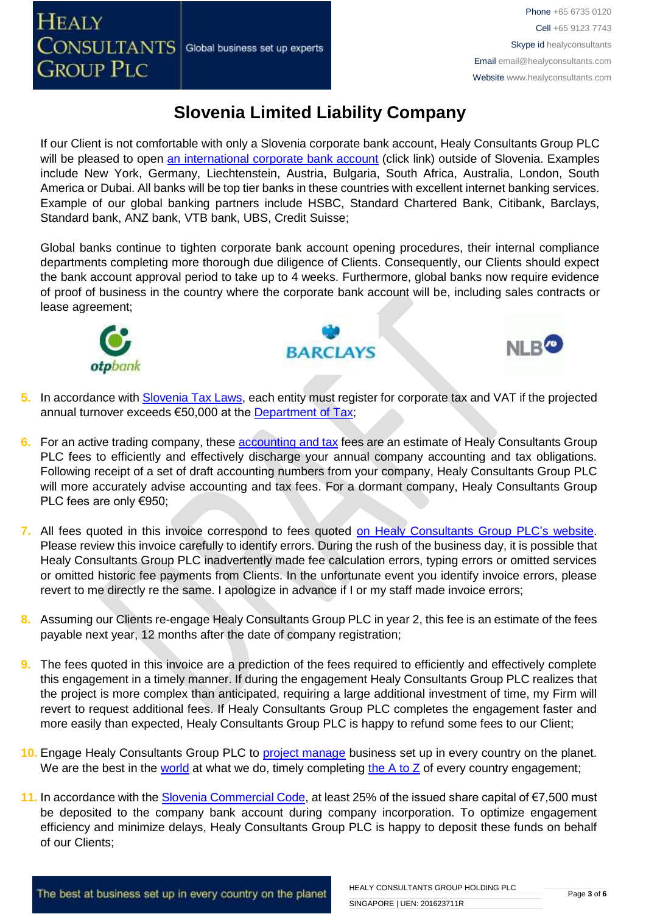# Slovenia Limited Liability Company

If our Client is not comfortable with only a Slovenia corporate bank account, Healy Consultants Group PLC will be pleased to open an international corporate bank account (click link) outside of Slovenia. Examples include New York, Germany, Liechtenstein, Austria, Bulgaria, South Africa, Australia, London, South America or Dubai. All banks will be top tier banks in these countries with excellent internet banking services. Example of our global banking partners include HSBC, Standard Chartered Bank, Citibank, Barclays, Standard bank, ANZ bank, VTB bank, UBS, Credit Suisse;

Global banks continue to tighten corporate bank account opening procedures, their internal compliance departments completing more thorough due diligence of Clients. Consequently, our Clients should expect the bank account approval period to take up to 4 weeks. Furthermore, global banks now require evidence of proof of business in the country where the corporate bank account will be, including sales contracts or lease agreement;

5. In accordance with Slovenia Tax Laws, each entity must register for corporate tax and VAT if the projected annual turnover exceeds €50,000 at the Department of Tax;

6. For an active trading company, these accounting and tax fees are an estimate of Healy Consultants Group PLC fees to efficiently and effectively discharge your annual company accounting and tax obligations. Following receipt of a set of draft accounting numbers from your company, Healy Consultants Group PLC will more accurately advise accounting and tax fees. For a dormant company, Healy Consultants Group PLC fees are only €950;

7. All fees quoted in this invoice correspond to fees quoted on Healy Consultants Group PLC's website. Please review this invoice carefully to identify errors. During the rush of the business day, it is possible that Healy Consultants Group PLC inadvertently made fee calculation errors, typing errors or omitted services or omitted historic fee payments from Clients. In the unfortunate event you identify invoice errors, please revert to me directly re the same. I apologize in advance if I or my staff made invoice errors;

8. Assuming our Clients re-engage Healy Consultants Group PLC in year 2, this fee is an estimate of the fees payable next year, 12 months after the date of company registration;

9. The fees quoted in this invoice are a prediction of the fees required to efficiently and effectively complete this engagement in a timely manner. If during the engagement Healy Consultants Group PLC realizes that the project is more complex than anticipated, requiring a large additional investment of time, my Firm will revert to request additional fees. If Healy Consultants Group PLC completes the engagement faster and more easily than expected, Healy Consultants Group PLC is happy to refund some fees to our Client;

10. Engage Healy Consultants Group PLC to project manage business set up in every country on the planet. We are the best in the world at what we do, timely completing the A to Z of every country engagement;

11. In accordance with the Slovenia Commercial Code, at least 25% of the issued share capital of €7,500 must be deposited to the company bank account during company incorporation. To optimize engagement efficiency and minimize delays, Healy Consultants Group PLC is happy to deposit these funds on behalf of our Clients;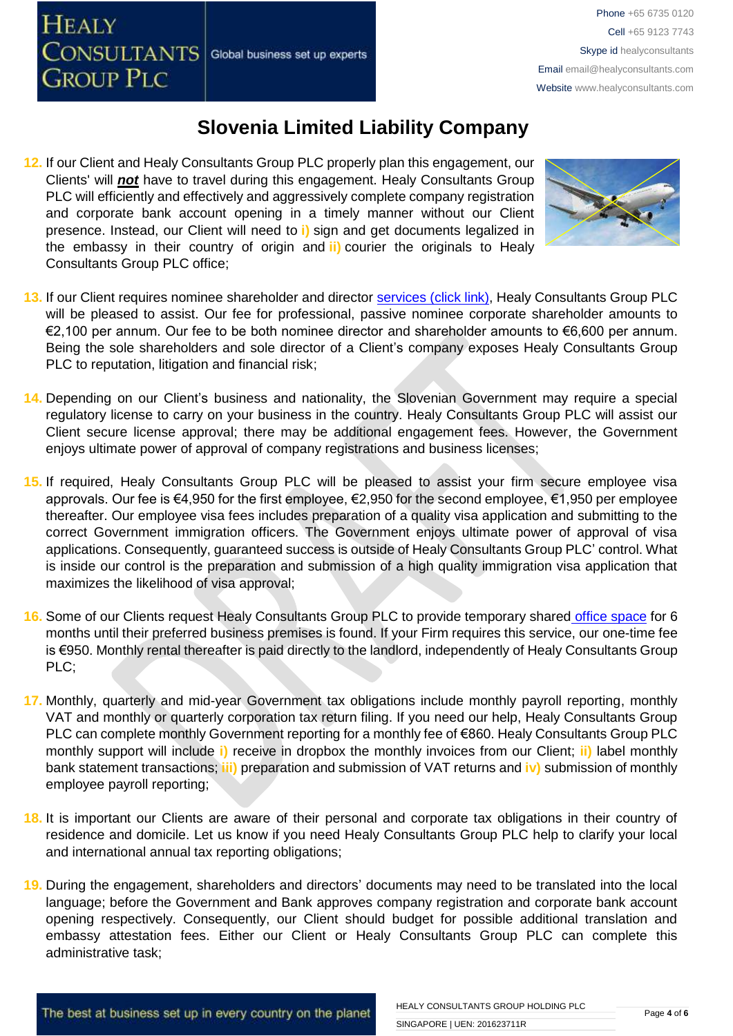# Slovenia Limited Liability Company

12. If our Client and Healy Consultants Group PLC properly plan this engagement, our Clients' will ***not*** have to travel during this engagement. Healy Consultants Group PLC will efficiently and effectively and aggressively complete company registration and corporate bank account opening in a timely manner without our Client presence. Instead, our Client will need to **i)** sign and get documents legalized in the embassy in their country of origin and **ii)** courier the originals to Healy Consultants Group PLC office;

13. If our Client requires nominee shareholder and director services (click link), Healy Consultants Group PLC will be pleased to assist. Our fee for professional, passive nominee corporate shareholder amounts to €2,100 per annum. Our fee to be both nominee director and shareholder amounts to €6,600 per annum. Being the sole shareholders and sole director of a Client's company exposes Healy Consultants Group PLC to reputation, litigation and financial risk;

14. Depending on our Client's business and nationality, the Slovenian Government may require a special regulatory license to carry on your business in the country. Healy Consultants Group PLC will assist our Client secure license approval; there may be additional engagement fees. However, the Government enjoys ultimate power of approval of company registrations and business licenses;

15. If required, Healy Consultants Group PLC will be pleased to assist your firm secure employee visa approvals. Our fee is €4,950 for the first employee, €2,950 for the second employee, €1,950 per employee thereafter. Our employee visa fees includes preparation of a quality visa application and submitting to the correct Government immigration officers. The Government enjoys ultimate power of approval of visa applications. Consequently, guaranteed success is outside of Healy Consultants Group PLC' control. What is inside our control is the preparation and submission of a high quality immigration visa application that maximizes the likelihood of visa approval;

16. Some of our Clients request Healy Consultants Group PLC to provide temporary shared office space for 6 months until their preferred business premises is found. If your Firm requires this service, our one-time fee is €950. Monthly rental thereafter is paid directly to the landlord, independently of Healy Consultants Group PLC;

17. Monthly, quarterly and mid-year Government tax obligations include monthly payroll reporting, monthly VAT and monthly or quarterly corporation tax return filing. If you need our help, Healy Consultants Group PLC can complete monthly Government reporting for a monthly fee of €860. Healy Consultants Group PLC monthly support will include **i)** receive in dropbox the monthly invoices from our Client; **ii)** label monthly bank statement transactions; **iii)** preparation and submission of VAT returns and **iv)** submission of monthly employee payroll reporting;

18. It is important our Clients are aware of their personal and corporate tax obligations in their country of residence and domicile. Let us know if you need Healy Consultants Group PLC help to clarify your local and international annual tax reporting obligations;

19. During the engagement, shareholders and directors' documents may need to be translated into the local language; before the Government and Bank approves company registration and corporate bank account opening respectively. Consequently, our Client should budget for possible additional translation and embassy attestation fees. Either our Client or Healy Consultants Group PLC can complete this administrative task;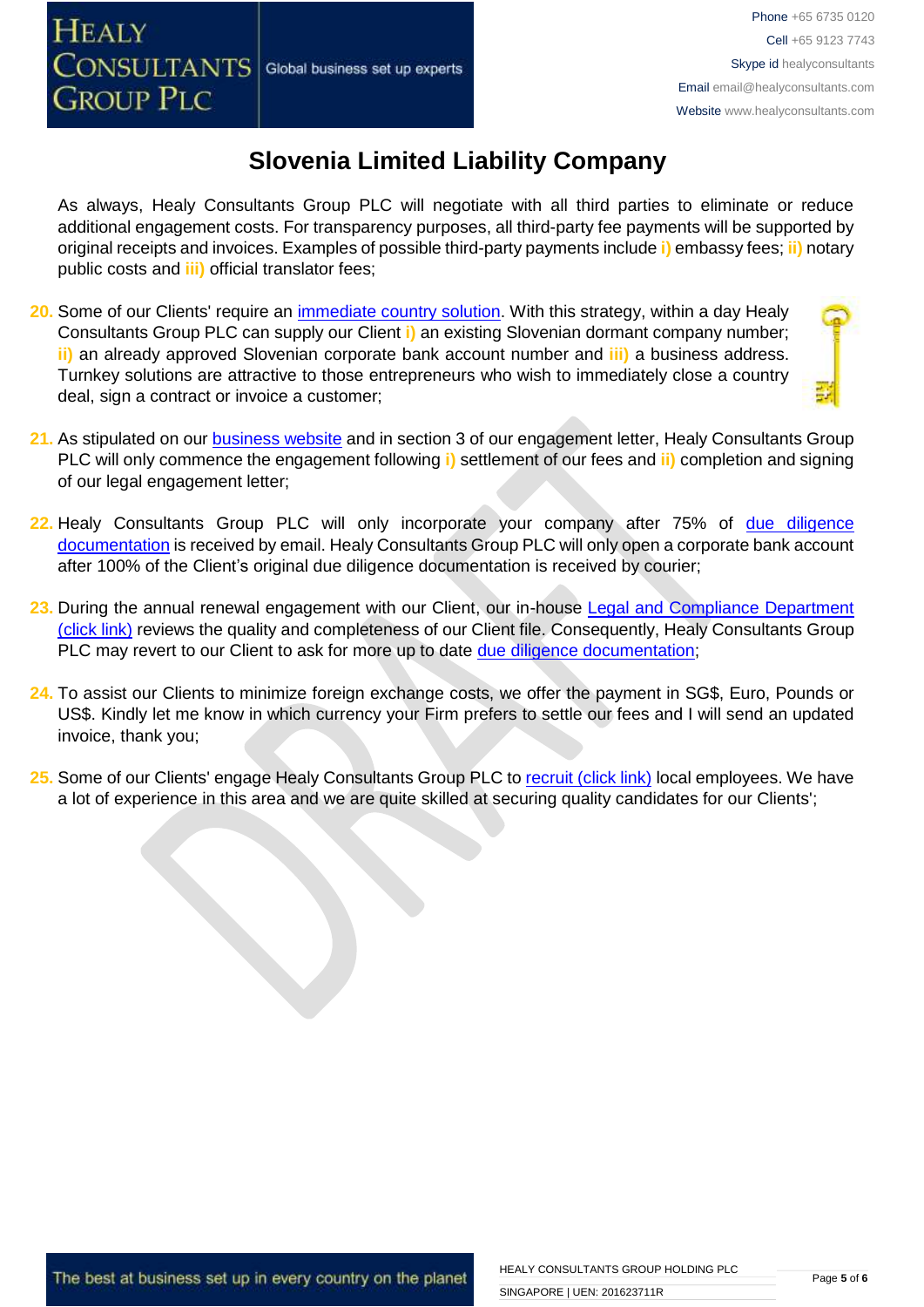# Slovenia Limited Liability Company

As always, Healy Consultants Group PLC will negotiate with all third parties to eliminate or reduce additional engagement costs. For transparency purposes, all third-party fee payments will be supported by original receipts and invoices. Examples of possible third-party payments include **i)** embassy fees; **ii)** notary public costs and **iii)** official translator fees;

20. Some of our Clients' require an [immediate country solution](). With this strategy, within a day Healy Consultants Group PLC can supply our Client **i)** an existing Slovenian dormant company number; **ii)** an already approved Slovenian corporate bank account number and **iii)** a business address. Turnkey solutions are attractive to those entrepreneurs who wish to immediately close a country deal, sign a contract or invoice a customer;

21. As stipulated on our [business website]() and in section 3 of our engagement letter, Healy Consultants Group PLC will only commence the engagement following **i)** settlement of our fees and **ii)** completion and signing of our legal engagement letter;

22. Healy Consultants Group PLC will only incorporate your company after 75% of [due diligence documentation]() is received by email. Healy Consultants Group PLC will only open a corporate bank account after 100% of the Client's original due diligence documentation is received by courier;

23. During the annual renewal engagement with our Client, our in-house [Legal and Compliance Department (click link)]() reviews the quality and completeness of our Client file. Consequently, Healy Consultants Group PLC may revert to our Client to ask for more up to date [due diligence documentation]();

24. To assist our Clients to minimize foreign exchange costs, we offer the payment in SG$, Euro, Pounds or US$. Kindly let me know in which currency your Firm prefers to settle our fees and I will send an updated invoice, thank you;

25. Some of our Clients' engage Healy Consultants Group PLC to [recruit (click link)]() local employees. We have a lot of experience in this area and we are quite skilled at securing quality candidates for our Clients';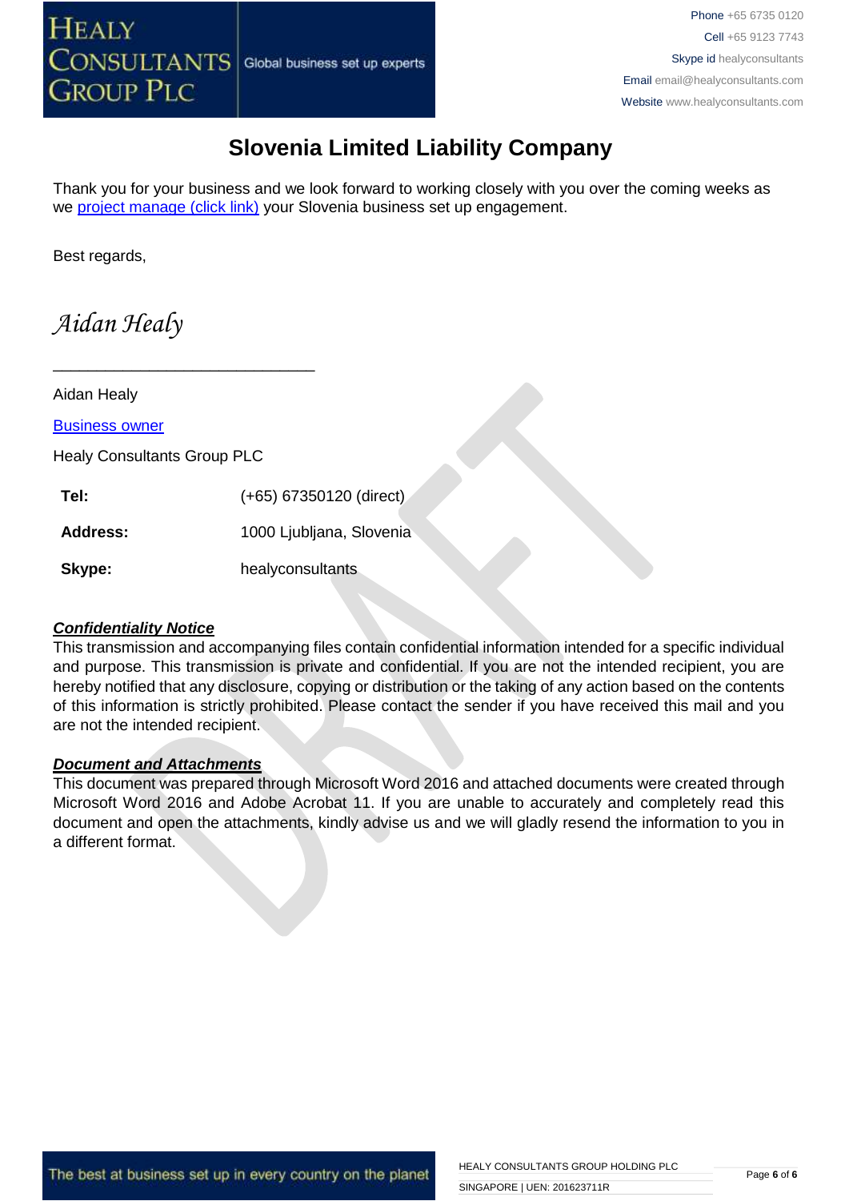# Slovenia Limited Liability Company

Thank you for your business and we look forward to working closely with you over the coming weeks as we project manage (click link) your Slovenia business set up engagement.

Best regards,

*Aidan Healy*

_____________________________

Aidan Healy

Business owner

Healy Consultants Group PLC

| | |
|---|---|
| **Tel:** | (+65) 67350120 (direct) |
| **Address:** | 1000 Ljubljana, Slovenia |
| **Skype:** | healyconsultants |

***Confidentiality Notice***

This transmission and accompanying files contain confidential information intended for a specific individual and purpose. This transmission is private and confidential. If you are not the intended recipient, you are hereby notified that any disclosure, copying or distribution or the taking of any action based on the contents of this information is strictly prohibited. Please contact the sender if you have received this mail and you are not the intended recipient.

***Document and Attachments***

This document was prepared through Microsoft Word 2016 and attached documents were created through Microsoft Word 2016 and Adobe Acrobat 11. If you are unable to accurately and completely read this document and open the attachments, kindly advise us and we will gladly resend the information to you in a different format.